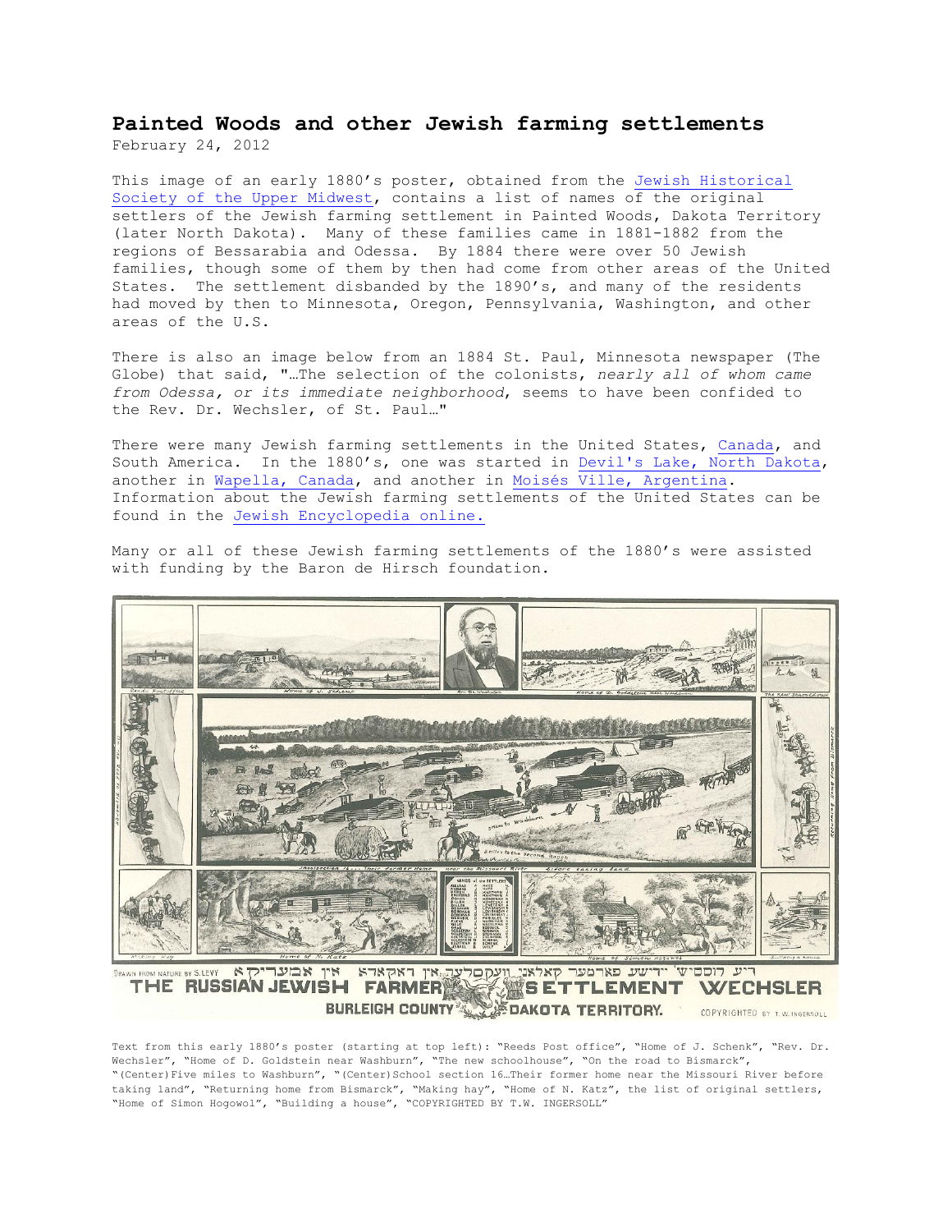# Painted Woods and other Jewish farming settlements

February 24, 2012

This image of an early 1880's poster, obtained from the Jewish Historical Society of the Upper Midwest, contains a list of names of the original settlers of the Jewish farming settlement in Painted Woods, Dakota Territory (later North Dakota). Many of these families came in 1881-1882 from the regions of Bessarabia and Odessa. By 1884 there were over 50 Jewish families, though some of them by then had come from other areas of the United States. The settlement disbanded by the 1890's, and many of the residents had moved by then to Minnesota, Oregon, Pennsylvania, Washington, and other areas of the U.S.

There is also an image below from an 1884 St. Paul, Minnesota newspaper (The Globe) that said, "…The selection of the colonists, *nearly all of whom came from Odessa, or its immediate neighborhood*, seems to have been confided to the Rev. Dr. Wechsler, of St. Paul…"

There were many Jewish farming settlements in the United States, Canada, and South America. In the 1880's, one was started in Devil's Lake, North Dakota, another in Wapella, Canada, and another in Moisés Ville, Argentina. Information about the Jewish farming settlements of the United States can be found in the Jewish Encyclopedia online.

Many or all of these Jewish farming settlements of the 1880's were assisted with funding by the Baron de Hirsch foundation.

Text from this early 1880's poster (starting at top left): "Reeds Post office", "Home of J. Schenk", "Rev. Dr. Wechsler", "Home of D. Goldstein near Washburn", "The new schoolhouse", "On the road to Bismarck", "(Center)Five miles to Washburn", "(Center)School section 16…Their former home near the Missouri River before taking land", "Returning home from Bismarck", "Making hay", "Home of N. Katz", the list of original settlers, "Home of Simon Hogowol", "Building a house", "COPYRIGHTED BY T.W. INGERSOLL"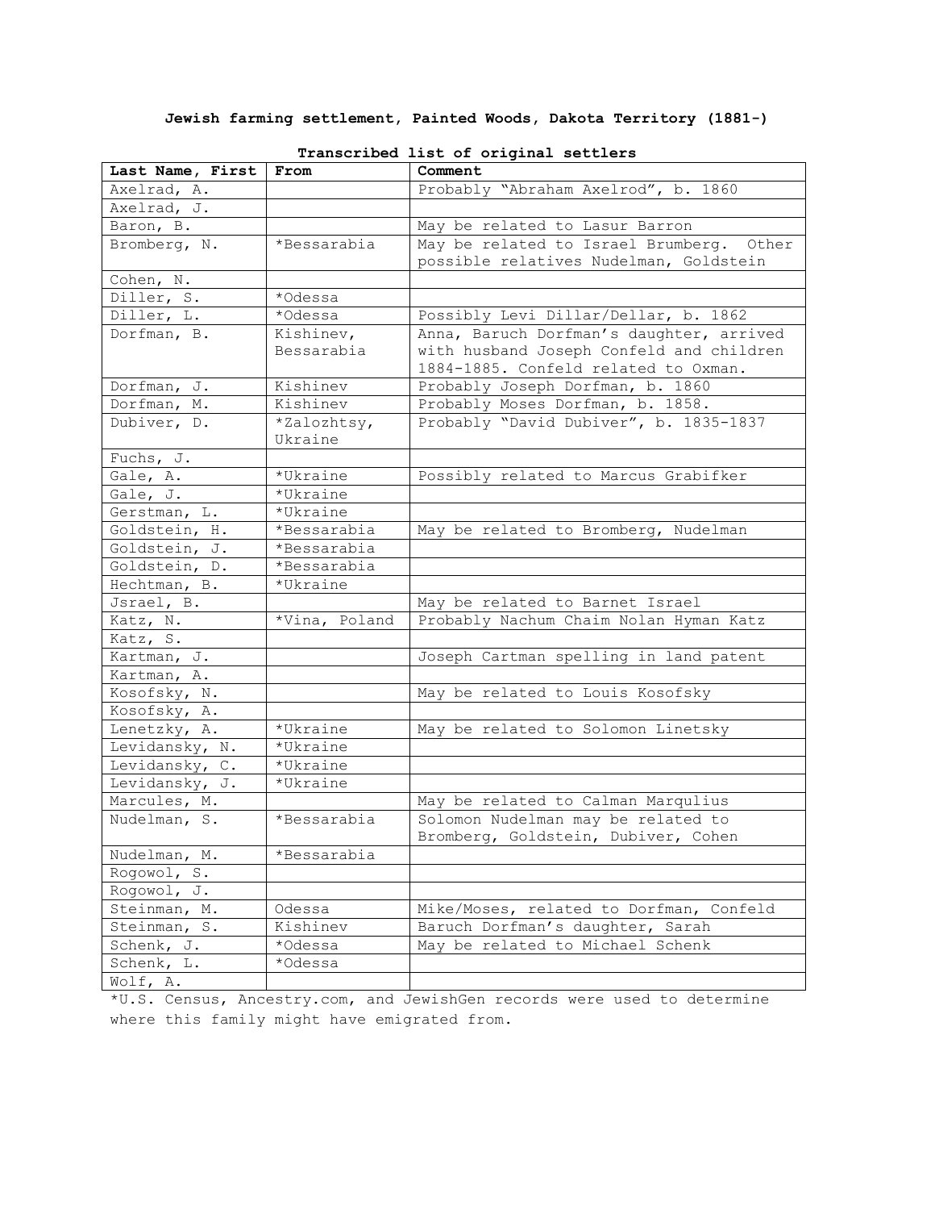**Jewish farming settlement, Painted Woods, Dakota Territory (1881-)**

**Transcribed list of original settlers**

| Last Name, First | From | Comment |
|---|---|---|
| Axelrad, A. | | Probably "Abraham Axelrod", b. 1860 |
| Axelrad, J. | | |
| Baron, B. | | May be related to Lasur Barron |
| Bromberg, N. | *Bessarabia | May be related to Israel Brumberg. Other possible relatives Nudelman, Goldstein |
| Cohen, N. | | |
| Diller, S. | *Odessa | |
| Diller, L. | *Odessa | Possibly Levi Dillar/Dellar, b. 1862 |
| Dorfman, B. | Kishinev, Bessarabia | Anna, Baruch Dorfman's daughter, arrived with husband Joseph Confeld and children 1884-1885. Confeld related to Oxman. |
| Dorfman, J. | Kishinev | Probably Joseph Dorfman, b. 1860 |
| Dorfman, M. | Kishinev | Probably Moses Dorfman, b. 1858. |
| Dubiver, D. | *Zalozhtsy, Ukraine | Probably "David Dubiver", b. 1835-1837 |
| Fuchs, J. | | |
| Gale, A. | *Ukraine | Possibly related to Marcus Grabifker |
| Gale, J. | *Ukraine | |
| Gerstman, L. | *Ukraine | |
| Goldstein, H. | *Bessarabia | May be related to Bromberg, Nudelman |
| Goldstein, J. | *Bessarabia | |
| Goldstein, D. | *Bessarabia | |
| Hechtman, B. | *Ukraine | |
| Jsrael, B. | | May be related to Barnet Israel |
| Katz, N. | *Vina, Poland | Probably Nachum Chaim Nolan Hyman Katz |
| Katz, S. | | |
| Kartman, J. | | Joseph Cartman spelling in land patent |
| Kartman, A. | | |
| Kosofsky, N. | | May be related to Louis Kosofsky |
| Kosofsky, A. | | |
| Lenetzky, A. | *Ukraine | May be related to Solomon Linetsky |
| Levidansky, N. | *Ukraine | |
| Levidansky, C. | *Ukraine | |
| Levidansky, J. | *Ukraine | |
| Marcules, M. | | May be related to Calman Marqulius |
| Nudelman, S. | *Bessarabia | Solomon Nudelman may be related to Bromberg, Goldstein, Dubiver, Cohen |
| Nudelman, M. | *Bessarabia | |
| Rogowol, S. | | |
| Rogowol, J. | | |
| Steinman, M. | Odessa | Mike/Moses, related to Dorfman, Confeld |
| Steinman, S. | Kishinev | Baruch Dorfman's daughter, Sarah |
| Schenk, J. | *Odessa | May be related to Michael Schenk |
| Schenk, L. | *Odessa | |
| Wolf, A. | | |

*U.S. Census, Ancestry.com, and JewishGen records were used to determine where this family might have emigrated from.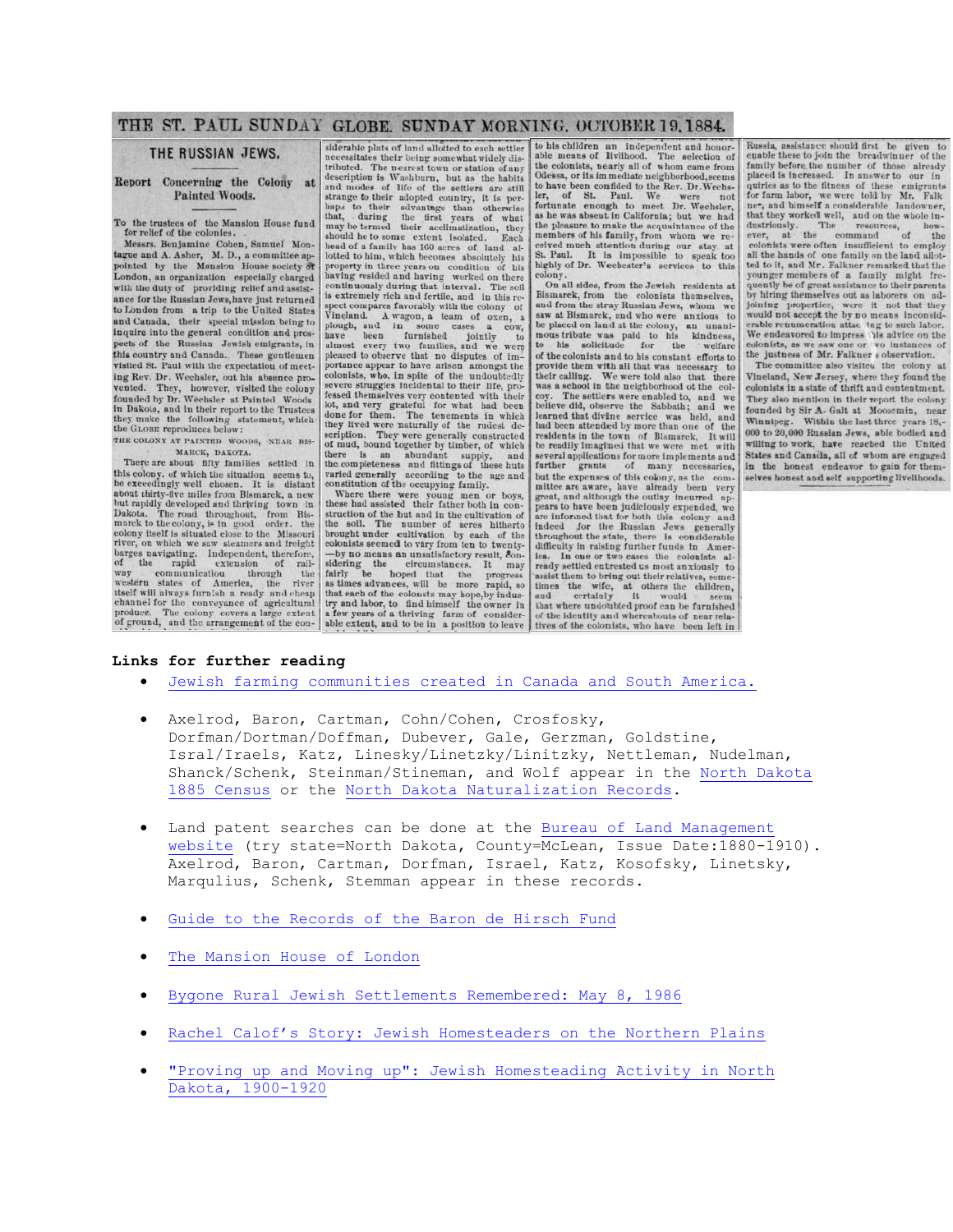THE ST. PAUL SUNDAY GLOBE. SUNDAY MORNING, OCTOBER 19, 1884.

## THE RUSSIAN JEWS.

### Report Concerning the Colony at Painted Woods.

To the trustees of the Mansion House fund for relief of the colonies.

Messrs. Benjamin Cohen, Samuel Montague and A. Asher, M. D., a committee appointed by the Mansion House society of London, an organization especially charged with the duty of providing relief and assistance for the Russian Jews, have just returned to London from a trip to the United States and Canada, their special mission being to inquire into the general condition and prospects of the Russian Jewish emigrants in this country and Canada. These gentlemen visited St. Paul with the expectation of meeting Rev. Dr. Wechsler, but his absence prevented. They, however, visited the colony founded by Dr. Wechsler at Painted Woods in Dakota, and in their report to the Trustees they make the following statement, which the GLOBE reproduces below:

THE COLONY AT PAINTED WOODS, NEAR BISMARCK, DAKOTA.

There are about fifty families settled in this colony, of which the situation seems to be exceedingly well chosen. It is distant about thirty-five miles from Bismarck, a new but rapidly developed and thriving town in Dakota. The road throughout, from Bismarck to the colony, is in good order. the colony itself is situated close to the Missouri river, on which we saw steamers and freight barges navigating. Independent, therefore, of the rapid extension of railway communication through the western states of America, the river itself will always furnish a ready and cheap channel for the conveyance of agricultural produce. The colony covers a large extent of ground, and the arrangement of the considerable plats of land allotted to each settler necessitates their being somewhat widely distributed. The nearest town or station of any description is Washburn, but as the habits and modes of life of the settlers are still strange to their adopted country, it is perhaps to their advantage than otherwise that, during the first years of what may be termed their acclimatization, they should be to some extent isolated. Each head of a family has 160 acres of land allotted to him, which becomes absolutely his property in three years on condition of his having resided and having worked on there continuously during that interval. The soil is extremely rich and fertile, and in this respect compares favorably with the colony of Vineland. A wagon, a team of oxen, a plough, and in some cases a cow, have been furnished jointly to almost every two families, and we were pleased to observe that no disputes of importance appear to have arisen amongst the colonists, who, in spite of the undoubtedly severe struggles incidental to their life, professed themselves very contented with their lot, and very grateful for what had been done for them. The tenements in which they lived were naturally of the rudest description. They were generally constructed of mud, bound together by timber, of which there is an abundant supply, and the completeness and fittings of these huts varied generally according to the age and constitution of the occupying family.

Where there were young men or boys, these had assisted their father both in construction of the hut and in the cultivation of the soil. The number of acres hitherto brought under cultivation by each of the colonists seemed to vary from ten to twenty—by no means an unsatisfactory result, considering the circumstances. It may fairly be hoped that the progress as time advances, will be more rapid, so that each of the colonists may hope, by industry and labor, to find himself the owner in a few years of a thriving farm of considerable extent, and to be in a position to leave to his children an independent and honorable means of livlihood. The selection of the colonists, nearly all of whom came from Odessa, or its immediate neighborhood, seems to have been confided to the Rev. Dr. Wechsler, of St. Paul. We were not fortunate enough to meet Dr. Wechsler, as he was absent in California; but we had the pleasure to make the acquaintance of the members of his family, from whom we received much attention during our stay at St. Paul. It is impossible to speak too highly of Dr. Wechsler's services to this colony.

On all sides, from the Jewish residents at Bismarck, from the colonists themselves, and from the stray Russian Jews, whom we saw at Bismarck, and who were anxious to be placed on land at the colony, an unanimous tribute was paid to his kindness, to his solicitude for the welfare of the colonists and to his constant efforts to provide them with all that was necessary to their calling. We were told also that there was a school in the neighborhood of the colony. The settlers were enabled to, and we believe did, observe the Sabbath; and we learned that divine service was held, and had been attended by more than one of the residents in the town of Bismarck. It will be readily imagined that we were met with several applications for more implements and further grants of many necessaries, but the expenses of this colony, as the committee are aware, have already been very great, and although the outlay incurred appears to have been judiciously expended, we are informed that for both this colony and indeed for the Russian Jews generally throughout the state, there is considerable difficulty in raising further funds in America. In one or two cases the colonists already settled entreated us most anxiously to assist them to bring out their relatives, sometimes the wife, at others the children, and certainly it would seem that where undoubted proof can be furnished of the identity and whereabouts of near relatives of the colonists, who have been left in Russia, assistance should first be given to enable these to join the breadwinner of the family before the number of those already placed is increased. In answer to our inquiries as to the fitness of these emigrants for farm labor, we were told by Mr. Falkner, and himself a considerable landowner, that they worked well, and on the whole industriously. The resources, however, at the command of the colonists were often insufficient to employ all the hands of one family on the land allotted to it, and Mr. Falkner remarked that the younger members of a family might frequently be of great assistance to their parents by hiring themselves out as laborers on adjoining properties, were it not that they would not accept the by no means inconsiderable renumeration attaching to such labor. We endeavored to impress his advice on the colonists, as we saw one or two instances of the justness of Mr. Falkner's observation.

The committee also visited the colony at Vineland, New Jersey, where they found the colonists in a state of thrift and contentment. They also mention in their report the colony founded by Sir A. Galt at Moosemin, near Winnipeg. Within the last three years 18,000 to 20,000 Russian Jews, able bodied and willing to work, have reached the United States and Canada, all of whom are engaged in the honest endeavor to gain for themselves honest and self supporting livelihoods.

**Links for further reading**

- Jewish farming communities created in Canada and South America.
- Axelrod, Baron, Cartman, Cohn/Cohen, Crosfosky, Dorfman/Dortman/Doffman, Dubever, Gale, Gerzman, Goldstine, Isral/Iraels, Katz, Linesky/Linetzky/Linitzky, Nettleman, Nudelman, Shanck/Schenk, Steinman/Stineman, and Wolf appear in the North Dakota 1885 Census or the North Dakota Naturalization Records.
- Land patent searches can be done at the Bureau of Land Management website (try state=North Dakota, County=McLean, Issue Date:1880-1910). Axelrod, Baron, Cartman, Dorfman, Israel, Katz, Kosofsky, Linetsky, Marqulius, Schenk, Stemman appear in these records.
- Guide to the Records of the Baron de Hirsch Fund
- The Mansion House of London
- Bygone Rural Jewish Settlements Remembered: May 8, 1986
- Rachel Calof's Story: Jewish Homesteaders on the Northern Plains
- "Proving up and Moving up": Jewish Homesteading Activity in North Dakota, 1900-1920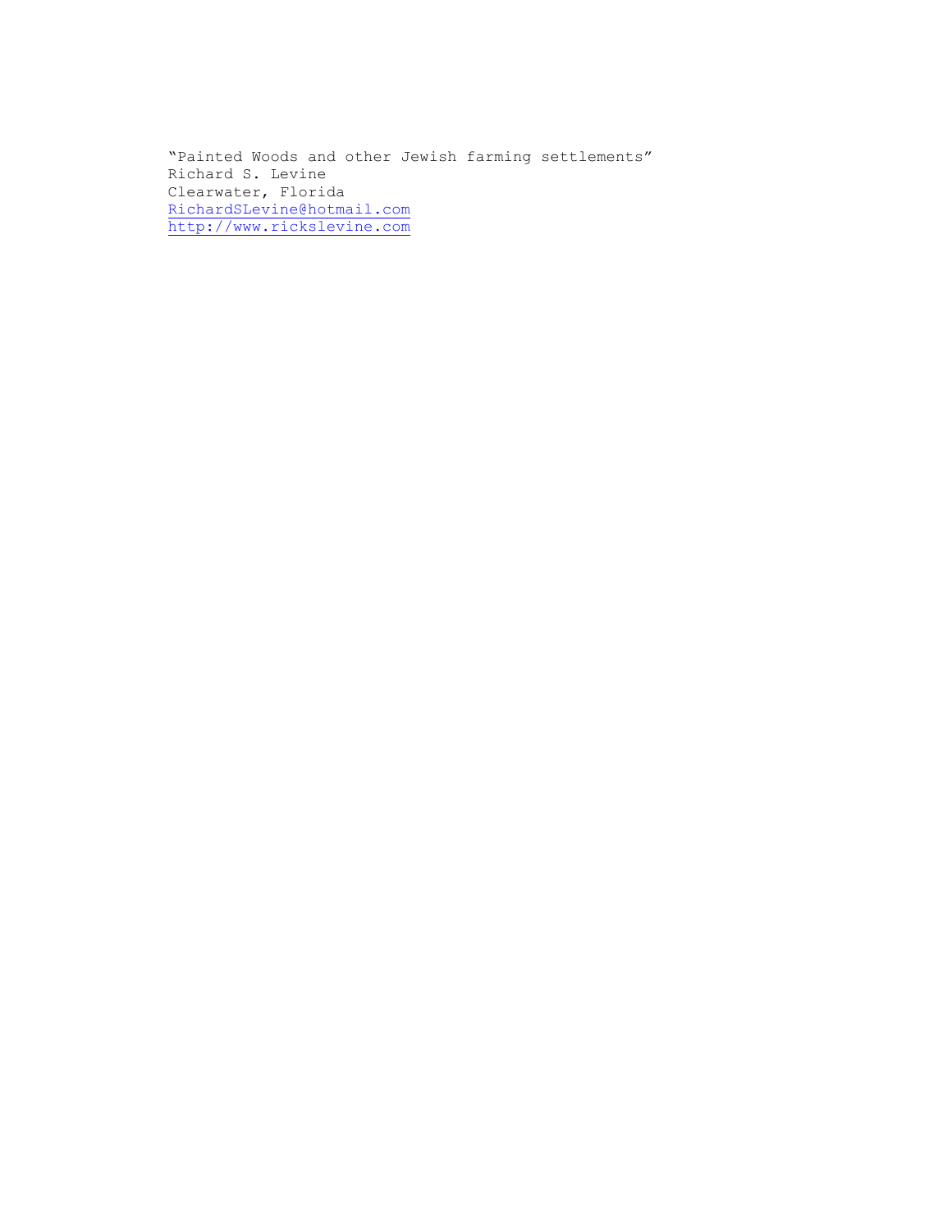"Painted Woods and other Jewish farming settlements"
Richard S. Levine
Clearwater, Florida
RichardSLevine@hotmail.com
http://www.rickslevine.com